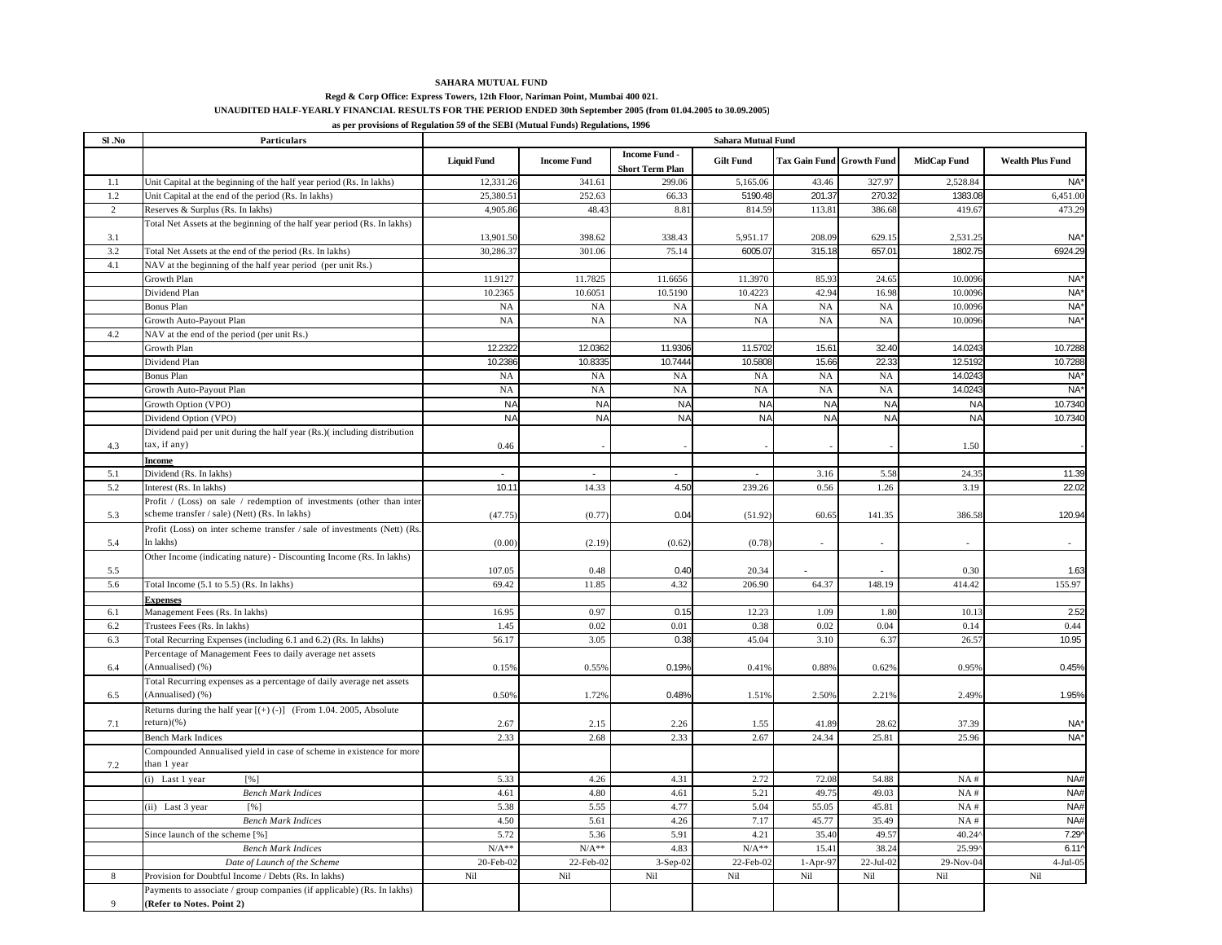**SAHARA MUTUAL FUND**

**Regd & Corp Office: Express Towers, 12th Floor, Nariman Point, Mumbai 400 021.**

**UNAUDITED HALF-YEARLY FINANCIAL RESULTS FOR THE PERIOD ENDED 30th September 2005 (from 01.04.2005 to 30.09.2005)**

**as per provisions of Regulation 59 of the SEBI (Mutual Funds) Regulations, 1996**

| Sl .No | Particulars | Sahara Mutual Fund | | | | | | | |
|---|---|---|---|---|---|---|---|---|---|
| | | Liquid Fund | Income Fund | Income Fund - Short Term Plan | Gilt Fund | Tax Gain Fund | Growth Fund | MidCap Fund | Wealth Plus Fund |
| 1.1 | Unit Capital at the beginning of the half year period (Rs. In lakhs) | 12,331.26 | 341.61 | 299.06 | 5,165.06 | 43.46 | 327.97 | 2,528.84 | NA* |
| 1.2 | Unit Capital at the end of the period (Rs. In lakhs) | 25,380.51 | 252.63 | 66.33 | 5190.48 | 201.37 | 270.32 | 1383.08 | 6,451.00 |
| 2 | Reserves & Surplus (Rs. In lakhs) | 4,905.86 | 48.43 | 8.81 | 814.59 | 113.81 | 386.68 | 419.67 | 473.29 |
| 3.1 | Total Net Assets at the beginning of the half year period (Rs. In lakhs) | 13,901.50 | 398.62 | 338.43 | 5,951.17 | 208.09 | 629.15 | 2,531.25 | NA* |
| 3.2 | Total Net Assets at the end of the period (Rs. In lakhs) | 30,286.37 | 301.06 | 75.14 | 6005.07 | 315.18 | 657.01 | 1802.75 | 6924.29 |
| 4.1 | NAV at the beginning of the half year period (per unit Rs.) | | | | | | | | |
| | Growth Plan | 11.9127 | 11.7825 | 11.6656 | 11.3970 | 85.93 | 24.65 | 10.0096 | NA* |
| | Dividend Plan | 10.2365 | 10.6051 | 10.5190 | 10.4223 | 42.94 | 16.98 | 10.0096 | NA* |
| | Bonus Plan | NA | NA | NA | NA | NA | NA | 10.0096 | NA* |
| | Growth Auto-Payout Plan | NA | NA | NA | NA | NA | NA | 10.0096 | NA* |
| 4.2 | NAV at the end of the period (per unit Rs.) | | | | | | | | |
| | Growth Plan | 12.2322 | 12.0362 | 11.9306 | 11.5702 | 15.61 | 32.40 | 14.0243 | 10.7288 |
| | Dividend Plan | 10.2386 | 10.8335 | 10.7444 | 10.5808 | 15.66 | 22.33 | 12.5192 | 10.7288 |
| | Bonus Plan | NA | NA | NA | NA | NA | NA | 14.0243 | NA* |
| | Growth Auto-Payout Plan | NA | NA | NA | NA | NA | NA | 14.0243 | NA* |
| | Growth Option (VPO) | NA | NA | NA | NA | NA | NA | NA | 10.7340 |
| | Dividend Option (VPO) | NA | NA | NA | NA | NA | NA | NA | 10.7340 |
| 4.3 | Dividend paid per unit during the half year (Rs.)( including distribution tax, if any) | 0.46 | - | - | - | - | - | 1.50 | - |
| | **Income** | | | | | | | | |
| 5.1 | Dividend (Rs. In lakhs) | - | - | - | - | 3.16 | 5.58 | 24.35 | 11.39 |
| 5.2 | Interest (Rs. In lakhs) | 10.11 | 14.33 | 4.50 | 239.26 | 0.56 | 1.26 | 3.19 | 22.02 |
| 5.3 | Profit / (Loss) on sale / redemption of investments (other than inter scheme transfer / sale) (Nett) (Rs. In lakhs) | (47.75) | (0.77) | 0.04 | (51.92) | 60.65 | 141.35 | 386.58 | 120.94 |
| 5.4 | Profit (Loss) on inter scheme transfer / sale of investments (Nett) (Rs. In lakhs) | (0.00) | (2.19) | (0.62) | (0.78) | - | - | - | - |
| 5.5 | Other Income (indicating nature) - Discounting Income (Rs. In lakhs) | 107.05 | 0.48 | 0.40 | 20.34 | - | - | 0.30 | 1.63 |
| 5.6 | Total Income (5.1 to 5.5) (Rs. In lakhs) | 69.42 | 11.85 | 4.32 | 206.90 | 64.37 | 148.19 | 414.42 | 155.97 |
| | **Expenses** | | | | | | | | |
| 6.1 | Management Fees (Rs. In lakhs) | 16.95 | 0.97 | 0.15 | 12.23 | 1.09 | 1.80 | 10.13 | 2.52 |
| 6.2 | Trustees Fees (Rs. In lakhs) | 1.45 | 0.02 | 0.01 | 0.38 | 0.02 | 0.04 | 0.14 | 0.44 |
| 6.3 | Total Recurring Expenses (including 6.1 and 6.2) (Rs. In lakhs) | 56.17 | 3.05 | 0.38 | 45.04 | 3.10 | 6.37 | 26.57 | 10.95 |
| 6.4 | Percentage of Management Fees to daily average net assets (Annualised) (%) | 0.15% | 0.55% | 0.19% | 0.41% | 0.88% | 0.62% | 0.95% | 0.45% |
| 6.5 | Total Recurring expenses as a percentage of daily average net assets (Annualised) (%) | 0.50% | 1.72% | 0.48% | 1.51% | 2.50% | 2.21% | 2.49% | 1.95% |
| 7.1 | Returns during the half year [(+) (-)] (From 1.04. 2005, Absolute return)(%) | 2.67 | 2.15 | 2.26 | 1.55 | 41.89 | 28.62 | 37.39 | NA* |
| | Bench Mark Indices | 2.33 | 2.68 | 2.33 | 2.67 | 24.34 | 25.81 | 25.96 | NA* |
| 7.2 | Compounded Annualised yield in case of scheme in existence for more than 1 year | | | | | | | | |
| | (i) Last 1 year [%] | 5.33 | 4.26 | 4.31 | 2.72 | 72.08 | 54.88 | NA # | NA# |
| | *Bench Mark Indices* | 4.61 | 4.80 | 4.61 | 5.21 | 49.75 | 49.03 | NA # | NA# |
| | (ii) Last 3 year [%] | 5.38 | 5.55 | 4.77 | 5.04 | 55.05 | 45.81 | NA # | NA# |
| | *Bench Mark Indices* | 4.50 | 5.61 | 4.26 | 7.17 | 45.77 | 35.49 | NA # | NA# |
| | Since launch of the scheme [%] | 5.72 | 5.36 | 5.91 | 4.21 | 35.40 | 49.57 | 40.24^ | 7.29^ |
| | *Bench Mark Indices* | N/A** | N/A** | 4.83 | N/A** | 15.41 | 38.24 | 25.99^ | 6.11^ |
| | *Date of Launch of the Scheme* | 20-Feb-02 | 22-Feb-02 | 3-Sep-02 | 22-Feb-02 | 1-Apr-97 | 22-Jul-02 | 29-Nov-04 | 4-Jul-05 |
| 8 | Provision for Doubtful Income / Debts (Rs. In lakhs) | Nil | Nil | Nil | Nil | Nil | Nil | Nil | Nil |
| 9 | Payments to associate / group companies (if applicable) (Rs. In lakhs) **(Refer to Notes. Point 2)** | | | | | | | | |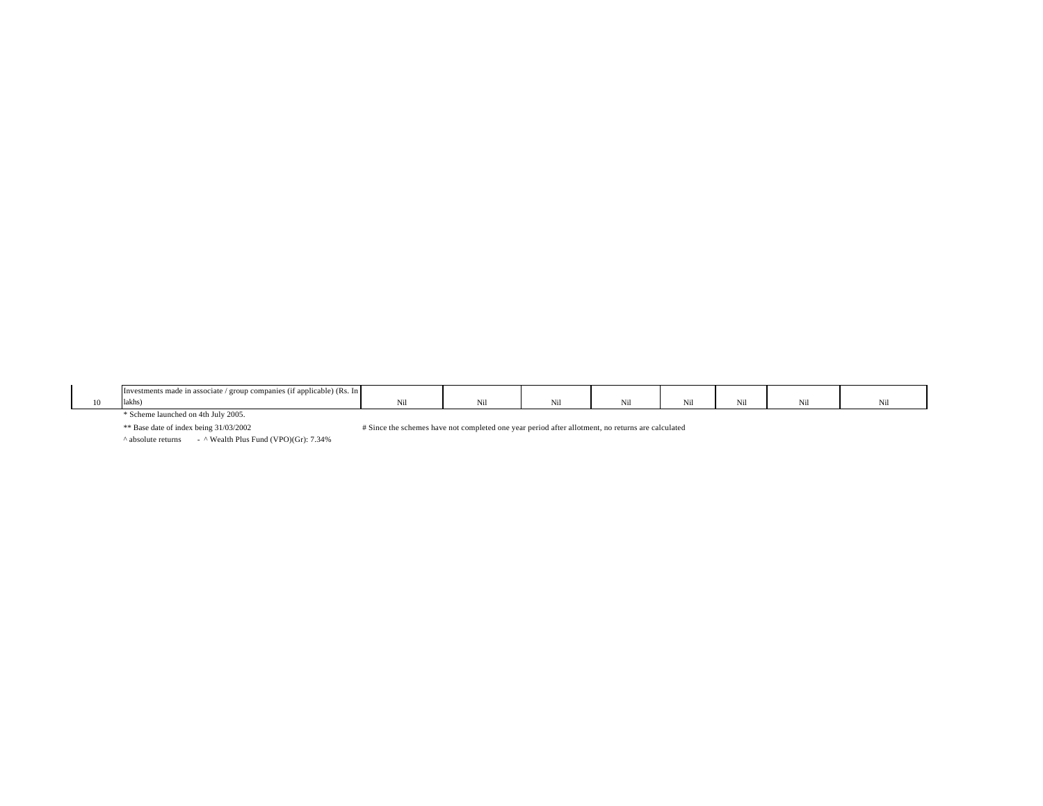| 10 | Investments made in associate / group companies (if applicable) (Rs. In lakhs) | Nil | Nil | Nil | Nil | Nil | Nil | Nil | Nil |
|---|---|---|---|---|---|---|---|---|---|

* Scheme launched on 4th July 2005.

** Base date of index being 31/03/2002

# Since the schemes have not completed one year period after allotment, no returns are calculated

^ absolute returns - ^ Wealth Plus Fund (VPO)(Gr): 7.34%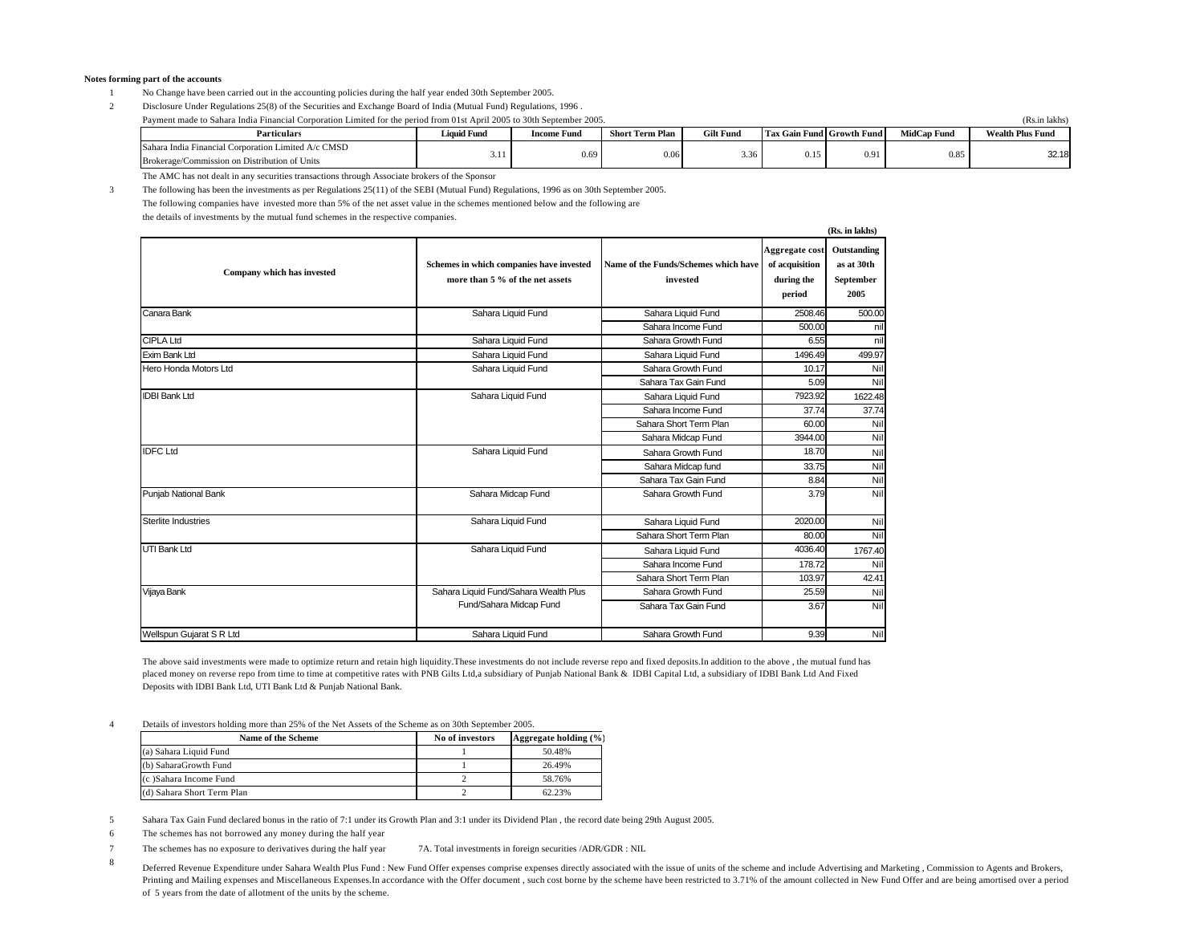**Notes forming part of the accounts**

1. No Change have been carried out in the accounting policies during the half year ended 30th September 2005.

2. Disclosure Under Regulations 25(8) of the Securities and Exchange Board of India (Mutual Fund) Regulations, 1996 .

Payment made to Sahara India Financial Corporation Limited for the period from 01st April 2005 to 30th September 2005.

(Rs.in lakhs)

| Particulars | Liquid Fund | Income Fund | Short Term Plan | Gilt Fund | Tax Gain Fund | Growth Fund | MidCap Fund | Wealth Plus Fund |
|---|---|---|---|---|---|---|---|---|
| Sahara India Financial Corporation Limited A/c CMSD Brokerage/Commission on Distribution of Units | 3.11 | 0.69 | 0.06 | 3.36 | 0.15 | 0.91 | 0.85 | 32.18 |

The AMC has not dealt in any securities transactions through Associate brokers of the Sponsor

3. The following has been the investments as per Regulations 25(11) of the SEBI (Mutual Fund) Regulations, 1996 as on 30th September 2005.

The following companies have invested more than 5% of the net asset value in the schemes mentioned below and the following are the details of investments by the mutual fund schemes in the respective companies.

**(Rs. in lakhs)**

| Company which has invested | Schemes in which companies have invested more than 5 % of the net assets | Name of the Funds/Schemes which have invested | Aggregate cost of acquisition during the period | Outstanding as at 30th September 2005 |
|---|---|---|---|---|
| Canara Bank | Sahara Liquid Fund | Sahara Liquid Fund | 2508.46 | 500.00 |
| | | Sahara Income Fund | 500.00 | nil |
| CIPLA Ltd | Sahara Liquid Fund | Sahara Growth Fund | 6.55 | nil |
| Exim Bank Ltd | Sahara Liquid Fund | Sahara Liquid Fund | 1496.49 | 499.97 |
| Hero Honda Motors Ltd | Sahara Liquid Fund | Sahara Growth Fund | 10.17 | Nil |
| | | Sahara Tax Gain Fund | 5.09 | Nil |
| IDBI Bank Ltd | Sahara Liquid Fund | Sahara Liquid Fund | 7923.92 | 1622.48 |
| | | Sahara Income Fund | 37.74 | 37.74 |
| | | Sahara Short Term Plan | 60.00 | Nil |
| | | Sahara Midcap Fund | 3944.00 | Nil |
| IDFC Ltd | Sahara Liquid Fund | Sahara Growth Fund | 18.70 | Nil |
| | | Sahara Midcap fund | 33.75 | Nil |
| | | Sahara Tax Gain Fund | 8.84 | Nil |
| Punjab National Bank | Sahara Midcap Fund | Sahara Growth Fund | 3.79 | Nil |
| Sterlite Industries | Sahara Liquid Fund | Sahara Liquid Fund | 2020.00 | Nil |
| | | Sahara Short Term Plan | 80.00 | Nil |
| UTI Bank Ltd | Sahara Liquid Fund | Sahara Liquid Fund | 4036.40 | 1767.40 |
| | | Sahara Income Fund | 178.72 | Nil |
| | | Sahara Short Term Plan | 103.97 | 42.41 |
| Vijaya Bank | Sahara Liquid Fund/Sahara Wealth Plus Fund/Sahara Midcap Fund | Sahara Growth Fund | 25.59 | Nil |
| | | Sahara Tax Gain Fund | 3.67 | Nil |
| Wellspun Gujarat S R Ltd | Sahara Liquid Fund | Sahara Growth Fund | 9.39 | Nil |

The above said investments were made to optimize return and retain high liquidity.These investments do not include reverse repo and fixed deposits.In addition to the above , the mutual fund has placed money on reverse repo from time to time at competitive rates with PNB Gilts Ltd,a subsidiary of Punjab National Bank & IDBI Capital Ltd, a subsidiary of IDBI Bank Ltd And Fixed Deposits with IDBI Bank Ltd, UTI Bank Ltd & Punjab National Bank.

4. Details of investors holding more than 25% of the Net Assets of the Scheme as on 30th September 2005.

| Name of the Scheme | No of investors | Aggregate holding (%) |
|---|---|---|
| (a) Sahara Liquid Fund | 1 | 50.48% |
| (b) SaharaGrowth Fund | 1 | 26.49% |
| (c )Sahara Income Fund | 2 | 58.76% |
| (d) Sahara Short Term Plan | 2 | 62.23% |

5. Sahara Tax Gain Fund declared bonus in the ratio of 7:1 under its Growth Plan and 3:1 under its Dividend Plan , the record date being 29th August 2005.

6. The schemes has not borrowed any money during the half year

7. The schemes has no exposure to derivatives during the half year     7A. Total investments in foreign securities /ADR/GDR : NIL

8. Deferred Revenue Expenditure under Sahara Wealth Plus Fund : New Fund Offer expenses comprise expenses directly associated with the issue of units of the scheme and include Advertising and Marketing , Commission to Agents and Brokers, Printing and Mailing expenses and Miscellaneous Expenses.In accordance with the Offer document , such cost borne by the scheme have been restricted to 3.71% of the amount collected in New Fund Offer and are being amortised over a period of 5 years from the date of allotment of the units by the scheme.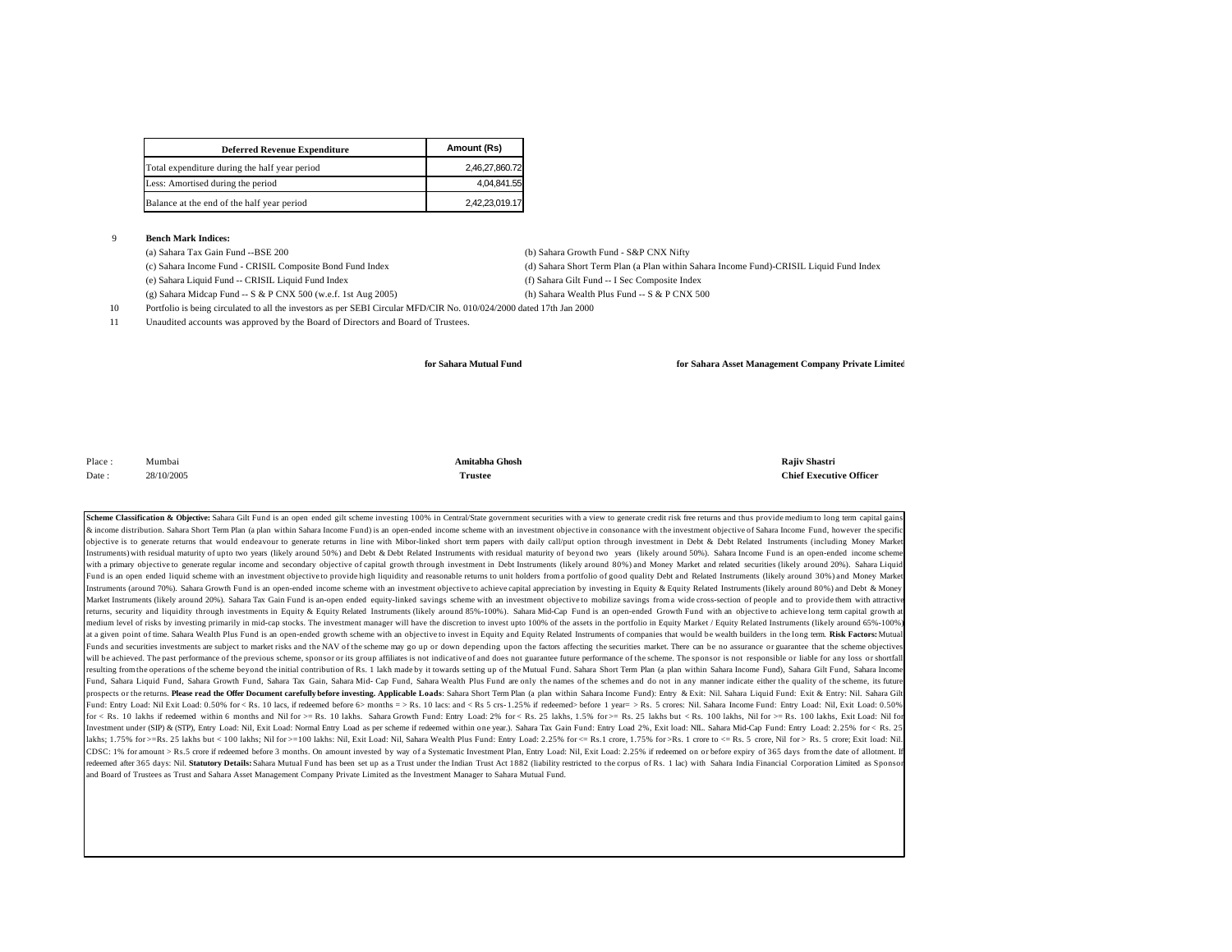| Deferred Revenue Expenditure | Amount (Rs) |
|---|---|
| Total expenditure during the half year period | 2,46,27,860.72 |
| Less: Amortised during the period | 4,04,841.55 |
| Balance at the end of the half year period | 2,42,23,019.17 |

9 **Bench Mark Indices:**

(a) Sahara Tax Gain Fund --BSE 200
(b) Sahara Growth Fund - S&P CNX Nifty
(c) Sahara Income Fund - CRISIL Composite Bond Fund Index
(d) Sahara Short Term Plan (a Plan within Sahara Income Fund)-CRISIL Liquid Fund Index
(e) Sahara Liquid Fund -- CRISIL Liquid Fund Index
(f) Sahara Gilt Fund -- I Sec Composite Index
(g) Sahara Midcap Fund -- S & P CNX 500 (w.e.f. 1st Aug 2005)
(h) Sahara Wealth Plus Fund -- S & P CNX 500

10 Portfolio is being circulated to all the investors as per SEBI Circular MFD/CIR No. 010/024/2000 dated 17th Jan 2000

11 Unaudited accounts was approved by the Board of Directors and Board of Trustees.

**for Sahara Mutual Fund** **for Sahara Asset Management Company Private Limited**

Place : Mumbai
Date : 28/10/2005

**Amitabha Ghosh**
**Trustee**

**Rajiv Shastri**
**Chief Executive Officer**

**Scheme Classification & Objective:** Sahara Gilt Fund is an open ended gilt scheme investing 100% in Central/State government securities with a view to generate credit risk free returns and thus provide medium to long term capital gains & income distribution. Sahara Short Term Plan (a plan within Sahara Income Fund) is an open-ended income scheme with an investment objective in consonance with the investment objective of Sahara Income Fund, however the specific objective is to generate returns that would endeavour to generate returns in line with Mibor-linked short term papers with daily call/put option through investment in Debt & Debt Related Instruments (including Money Market Instruments) with residual maturity of upto two years (likely around 50%) and Debt & Debt Related Instruments with residual maturity of beyond two years (likely around 50%). Sahara Income Fund is an open-ended income scheme with a primary objective to generate regular income and secondary objective of capital growth through investment in Debt Instruments (likely around 80%) and Money Market and related securities (likely around 20%). Sahara Liquid Fund is an open ended liquid scheme with an investment objective to provide high liquidity and reasonable returns to unit holders from a portfolio of good quality Debt and Related Instruments (likely around 30%) and Money Market Instruments (around 70%). Sahara Growth Fund is an open-ended income scheme with an investment objective to achieve capital appreciation by investing in Equity & Equity Related Instruments (likely around 80%) and Debt & Money Market Instruments (likely around 20%). Sahara Tax Gain Fund is an-open ended equity-linked savings scheme with an investment objective to mobilize savings from a wide cross-section of people and to provide them with attractive returns, security and liquidity through investments in Equity & Equity Related Instruments (likely around 85%-100%). Sahara Mid-Cap Fund is an open-ended Growth Fund with an objective to achieve long term capital growth at medium level of risks by investing primarily in mid-cap stocks. The investment manager will have the discretion to invest upto 100% of the assets in the portfolio in Equity Market / Equity Related Instruments (likely around 65%-100%) at a given point of time. Sahara Wealth Plus Fund is an open-ended growth scheme with an objective to invest in Equity and Equity Related Instruments of companies that would be wealth builders in the long term. **Risk Factors:** Mutual Funds and securities investments are subject to market risks and the NAV of the scheme may go up or down depending upon the factors affecting the securities market. There can be no assurance or guarantee that the scheme objectives will be achieved. The past performance of the previous scheme, sponsor or its group affiliates is not indicative of and does not guarantee future performance of the scheme. The sponsor is not responsible or liable for any loss or shortfall resulting from the operations of the scheme beyond the initial contribution of Rs. 1 lakh made by it towards setting up of the Mutual Fund. Sahara Short Term Plan (a plan within Sahara Income Fund), Sahara Gilt Fund, Sahara Income Fund, Sahara Liquid Fund, Sahara Growth Fund, Sahara Tax Gain, Sahara Mid- Cap Fund, Sahara Wealth Plus Fund are only the names of the schemes and do not in any manner indicate either the quality of the scheme, its future prospects or the returns. **Please read the Offer Document carefully before investing. Applicable Loads**: Sahara Short Term Plan (a plan within Sahara Income Fund): Entry & Exit: Nil. Sahara Liquid Fund: Exit & Entry: Nil. Sahara Gilt Fund: Entry Load: Nil Exit Load: 0.50% for < Rs. 10 lacs, if redeemed before 6> months = > Rs. 10 lacs: and < Rs 5 crs-1.25% if redeemed> before 1 year= > Rs. 5 crores: Nil. Sahara Income Fund: Entry Load: Nil, Exit Load: 0.50% for < Rs. 10 lakhs if redeemed within 6 months and Nil for >= Rs. 10 lakhs. Sahara Growth Fund: Entry Load: 2% for < Rs. 25 lakhs, 1.5% for >= Rs. 25 lakhs but < Rs. 100 lakhs, Nil for >= Rs. 100 lakhs, Exit Load: Nil for Investment under (SIP) & (STP), Entry Load: Nil, Exit Load: Normal Entry Load as per scheme if redeemed within one year.). Sahara Tax Gain Fund: Entry Load 2%, Exit load: NIL. Sahara Mid-Cap Fund: Entry Load: 2.25% for < Rs. 25 lakhs; 1.75% for >=Rs. 25 lakhs but < 100 lakhs; Nil for >=100 lakhs: Nil, Exit Load: Nil, Sahara Wealth Plus Fund: Entry Load: 2.25% for <= Rs.1 crore, 1.75% for >Rs. 1 crore to <= Rs. 5 crore, Nil for > Rs. 5 crore; Exit load: Nil. CDSC: 1% for amount > Rs.5 crore if redeemed before 3 months. On amount invested by way of a Systematic Investment Plan, Entry Load: Nil, Exit Load: 2.25% if redeemed on or before expiry of 365 days from the date of allotment. If redeemed after 365 days: Nil. **Statutory Details:** Sahara Mutual Fund has been set up as a Trust under the Indian Trust Act 1882 (liability restricted to the corpus of Rs. 1 lac) with Sahara India Financial Corporation Limited as Sponsor and Board of Trustees as Trust and Sahara Asset Management Company Private Limited as the Investment Manager to Sahara Mutual Fund.